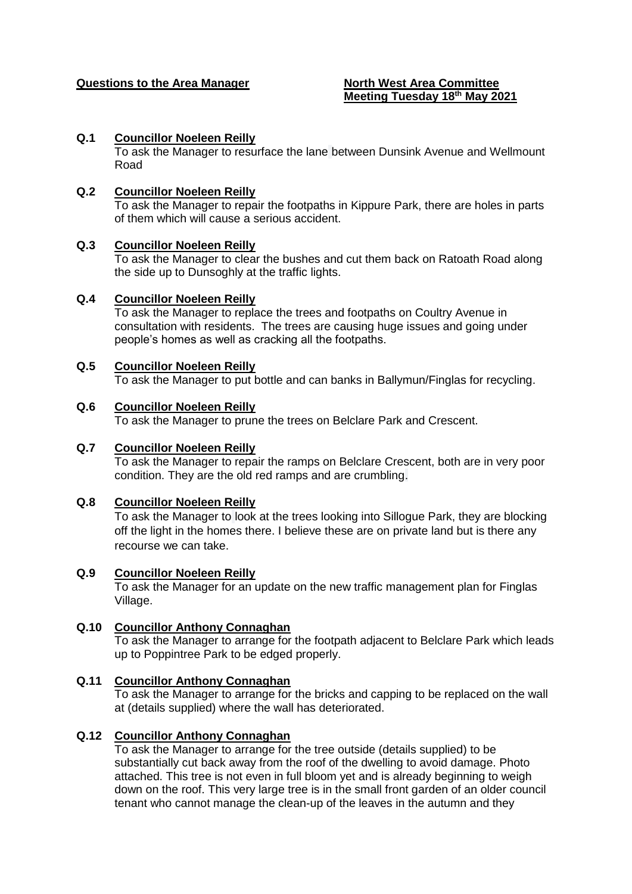**Questions to the Area Manager**

**North West Area Committee**
**Meeting Tuesday 18th May 2021**

**Q.1 Councillor Noeleen Reilly**

To ask the Manager to resurface the lane between Dunsink Avenue and Wellmount Road

**Q.2 Councillor Noeleen Reilly**

To ask the Manager to repair the footpaths in Kippure Park, there are holes in parts of them which will cause a serious accident.

**Q.3 Councillor Noeleen Reilly**

To ask the Manager to clear the bushes and cut them back on Ratoath Road along the side up to Dunsoghly at the traffic lights.

**Q.4 Councillor Noeleen Reilly**

To ask the Manager to replace the trees and footpaths on Coultry Avenue in consultation with residents. The trees are causing huge issues and going under people's homes as well as cracking all the footpaths.

**Q.5 Councillor Noeleen Reilly**

To ask the Manager to put bottle and can banks in Ballymun/Finglas for recycling.

**Q.6 Councillor Noeleen Reilly**

To ask the Manager to prune the trees on Belclare Park and Crescent.

**Q.7 Councillor Noeleen Reilly**

To ask the Manager to repair the ramps on Belclare Crescent, both are in very poor condition. They are the old red ramps and are crumbling.

**Q.8 Councillor Noeleen Reilly**

To ask the Manager to look at the trees looking into Sillogue Park, they are blocking off the light in the homes there. I believe these are on private land but is there any recourse we can take.

**Q.9 Councillor Noeleen Reilly**

To ask the Manager for an update on the new traffic management plan for Finglas Village.

**Q.10 Councillor Anthony Connaghan**

To ask the Manager to arrange for the footpath adjacent to Belclare Park which leads up to Poppintree Park to be edged properly.

**Q.11 Councillor Anthony Connaghan**

To ask the Manager to arrange for the bricks and capping to be replaced on the wall at (details supplied) where the wall has deteriorated.

**Q.12 Councillor Anthony Connaghan**

To ask the Manager to arrange for the tree outside (details supplied) to be substantially cut back away from the roof of the dwelling to avoid damage. Photo attached. This tree is not even in full bloom yet and is already beginning to weigh down on the roof. This very large tree is in the small front garden of an older council tenant who cannot manage the clean-up of the leaves in the autumn and they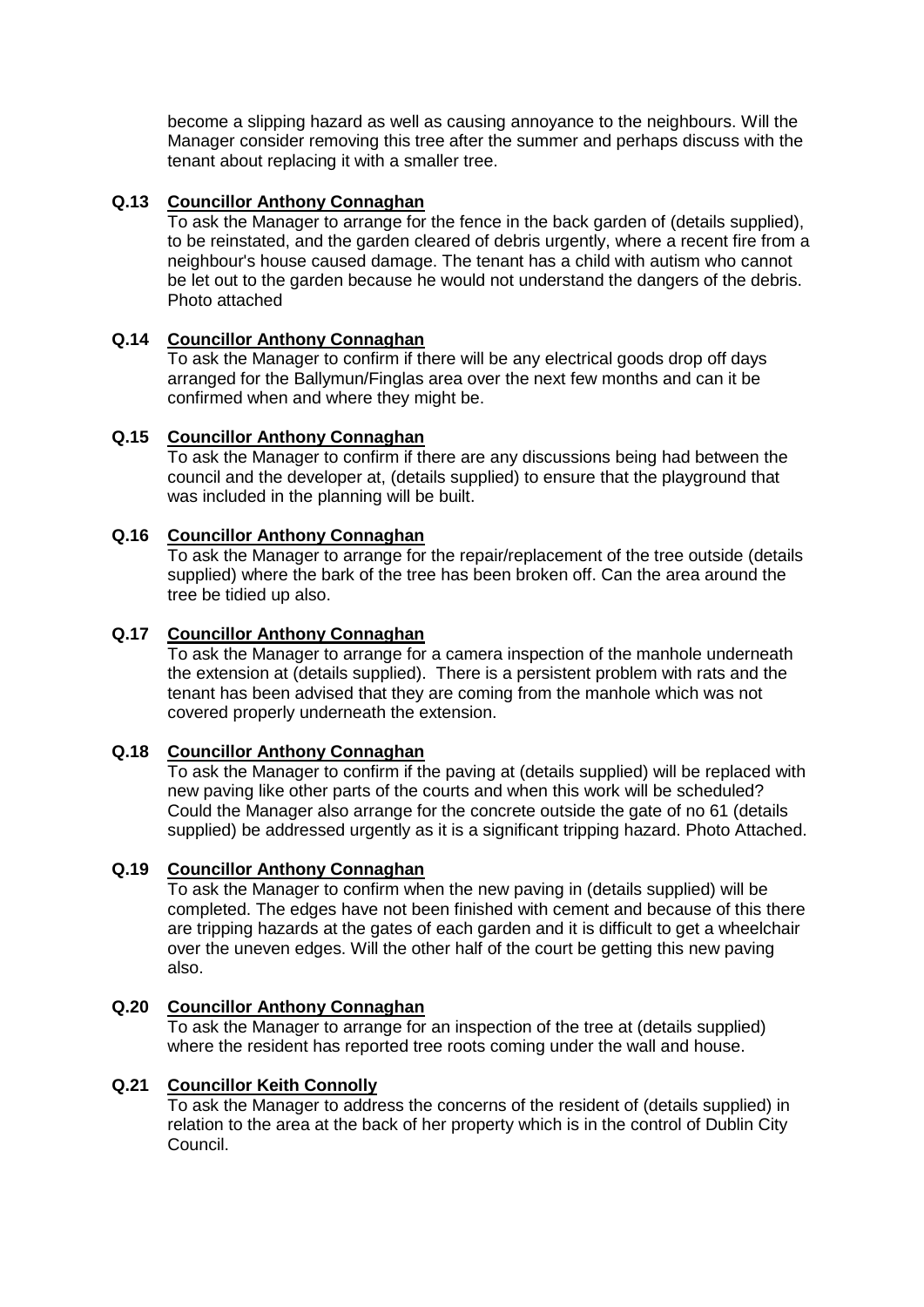become a slipping hazard as well as causing annoyance to the neighbours. Will the Manager consider removing this tree after the summer and perhaps discuss with the tenant about replacing it with a smaller tree.

**Q.13 Councillor Anthony Connaghan**

To ask the Manager to arrange for the fence in the back garden of (details supplied), to be reinstated, and the garden cleared of debris urgently, where a recent fire from a neighbour's house caused damage. The tenant has a child with autism who cannot be let out to the garden because he would not understand the dangers of the debris. Photo attached

**Q.14 Councillor Anthony Connaghan**

To ask the Manager to confirm if there will be any electrical goods drop off days arranged for the Ballymun/Finglas area over the next few months and can it be confirmed when and where they might be.

**Q.15 Councillor Anthony Connaghan**

To ask the Manager to confirm if there are any discussions being had between the council and the developer at, (details supplied) to ensure that the playground that was included in the planning will be built.

**Q.16 Councillor Anthony Connaghan**

To ask the Manager to arrange for the repair/replacement of the tree outside (details supplied) where the bark of the tree has been broken off. Can the area around the tree be tidied up also.

**Q.17 Councillor Anthony Connaghan**

To ask the Manager to arrange for a camera inspection of the manhole underneath the extension at (details supplied). There is a persistent problem with rats and the tenant has been advised that they are coming from the manhole which was not covered properly underneath the extension.

**Q.18 Councillor Anthony Connaghan**

To ask the Manager to confirm if the paving at (details supplied) will be replaced with new paving like other parts of the courts and when this work will be scheduled? Could the Manager also arrange for the concrete outside the gate of no 61 (details supplied) be addressed urgently as it is a significant tripping hazard. Photo Attached.

**Q.19 Councillor Anthony Connaghan**

To ask the Manager to confirm when the new paving in (details supplied) will be completed. The edges have not been finished with cement and because of this there are tripping hazards at the gates of each garden and it is difficult to get a wheelchair over the uneven edges. Will the other half of the court be getting this new paving also.

**Q.20 Councillor Anthony Connaghan**

To ask the Manager to arrange for an inspection of the tree at (details supplied) where the resident has reported tree roots coming under the wall and house.

**Q.21 Councillor Keith Connolly**

To ask the Manager to address the concerns of the resident of (details supplied) in relation to the area at the back of her property which is in the control of Dublin City Council.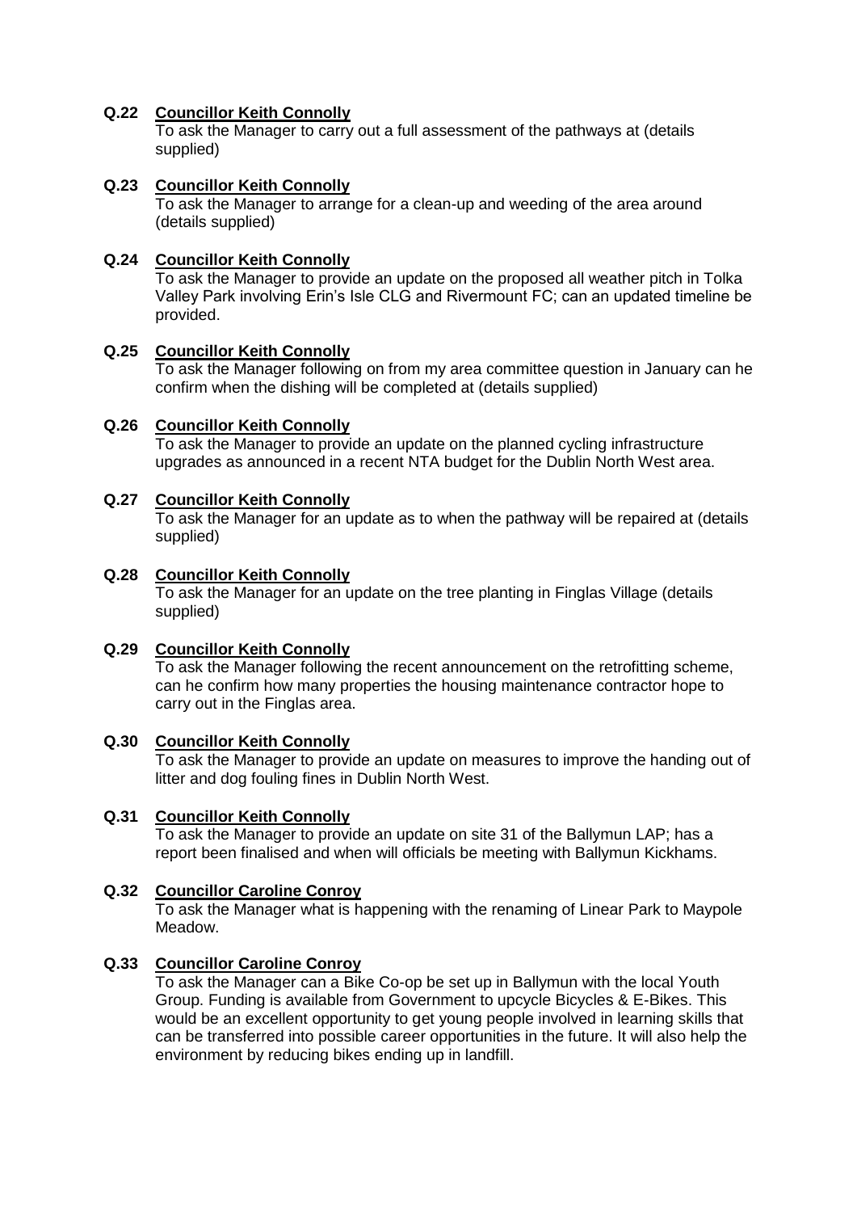**Q.22 Councillor Keith Connolly**
To ask the Manager to carry out a full assessment of the pathways at (details supplied)

**Q.23 Councillor Keith Connolly**
To ask the Manager to arrange for a clean-up and weeding of the area around (details supplied)

**Q.24 Councillor Keith Connolly**
To ask the Manager to provide an update on the proposed all weather pitch in Tolka Valley Park involving Erin's Isle CLG and Rivermount FC; can an updated timeline be provided.

**Q.25 Councillor Keith Connolly**
To ask the Manager following on from my area committee question in January can he confirm when the dishing will be completed at (details supplied)

**Q.26 Councillor Keith Connolly**
To ask the Manager to provide an update on the planned cycling infrastructure upgrades as announced in a recent NTA budget for the Dublin North West area.

**Q.27 Councillor Keith Connolly**
To ask the Manager for an update as to when the pathway will be repaired at (details supplied)

**Q.28 Councillor Keith Connolly**
To ask the Manager for an update on the tree planting in Finglas Village (details supplied)

**Q.29 Councillor Keith Connolly**
To ask the Manager following the recent announcement on the retrofitting scheme, can he confirm how many properties the housing maintenance contractor hope to carry out in the Finglas area.

**Q.30 Councillor Keith Connolly**
To ask the Manager to provide an update on measures to improve the handing out of litter and dog fouling fines in Dublin North West.

**Q.31 Councillor Keith Connolly**
To ask the Manager to provide an update on site 31 of the Ballymun LAP; has a report been finalised and when will officials be meeting with Ballymun Kickhams.

**Q.32 Councillor Caroline Conroy**
To ask the Manager what is happening with the renaming of Linear Park to Maypole Meadow.

**Q.33 Councillor Caroline Conroy**
To ask the Manager can a Bike Co-op be set up in Ballymun with the local Youth Group. Funding is available from Government to upcycle Bicycles & E-Bikes. This would be an excellent opportunity to get young people involved in learning skills that can be transferred into possible career opportunities in the future. It will also help the environment by reducing bikes ending up in landfill.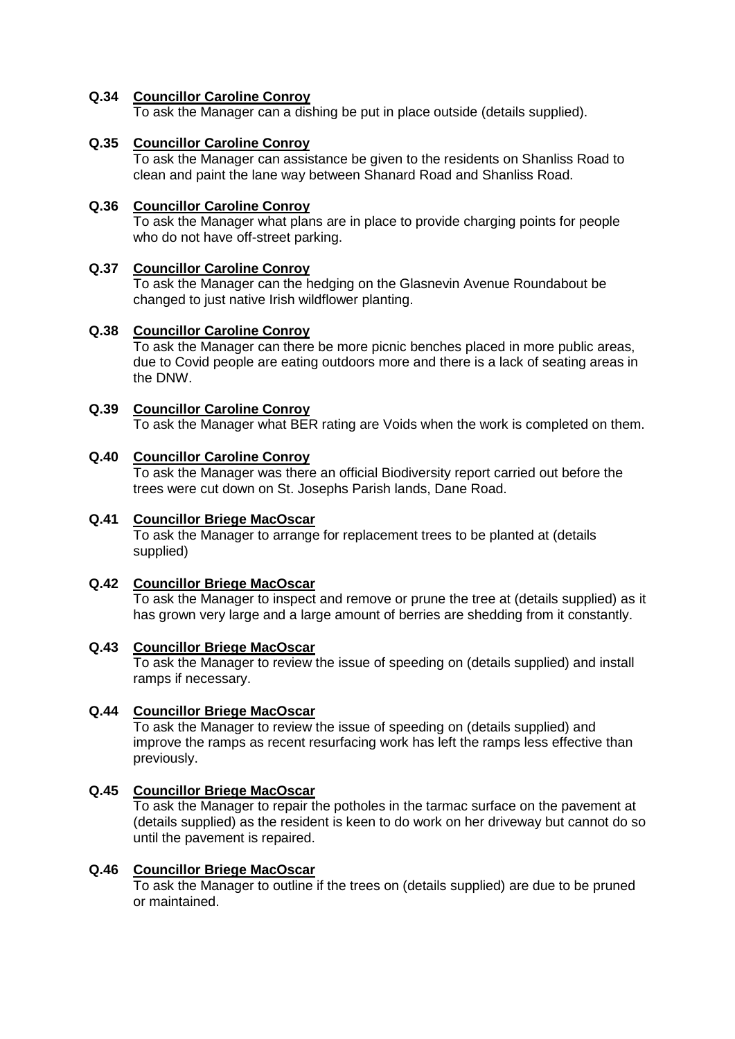**Q.34** **Councillor Caroline Conroy**
To ask the Manager can a dishing be put in place outside (details supplied).

**Q.35** **Councillor Caroline Conroy**
To ask the Manager can assistance be given to the residents on Shanliss Road to clean and paint the lane way between Shanard Road and Shanliss Road.

**Q.36** **Councillor Caroline Conroy**
To ask the Manager what plans are in place to provide charging points for people who do not have off-street parking.

**Q.37** **Councillor Caroline Conroy**
To ask the Manager can the hedging on the Glasnevin Avenue Roundabout be changed to just native Irish wildflower planting.

**Q.38** **Councillor Caroline Conroy**
To ask the Manager can there be more picnic benches placed in more public areas, due to Covid people are eating outdoors more and there is a lack of seating areas in the DNW.

**Q.39** **Councillor Caroline Conroy**
To ask the Manager what BER rating are Voids when the work is completed on them.

**Q.40** **Councillor Caroline Conroy**
To ask the Manager was there an official Biodiversity report carried out before the trees were cut down on St. Josephs Parish lands, Dane Road.

**Q.41** **Councillor Briege MacOscar**
To ask the Manager to arrange for replacement trees to be planted at (details supplied)

**Q.42** **Councillor Briege MacOscar**
To ask the Manager to inspect and remove or prune the tree at (details supplied) as it has grown very large and a large amount of berries are shedding from it constantly.

**Q.43** **Councillor Briege MacOscar**
To ask the Manager to review the issue of speeding on (details supplied) and install ramps if necessary.

**Q.44** **Councillor Briege MacOscar**
To ask the Manager to review the issue of speeding on (details supplied) and improve the ramps as recent resurfacing work has left the ramps less effective than previously.

**Q.45** **Councillor Briege MacOscar**
To ask the Manager to repair the potholes in the tarmac surface on the pavement at (details supplied) as the resident is keen to do work on her driveway but cannot do so until the pavement is repaired.

**Q.46** **Councillor Briege MacOscar**
To ask the Manager to outline if the trees on (details supplied) are due to be pruned or maintained.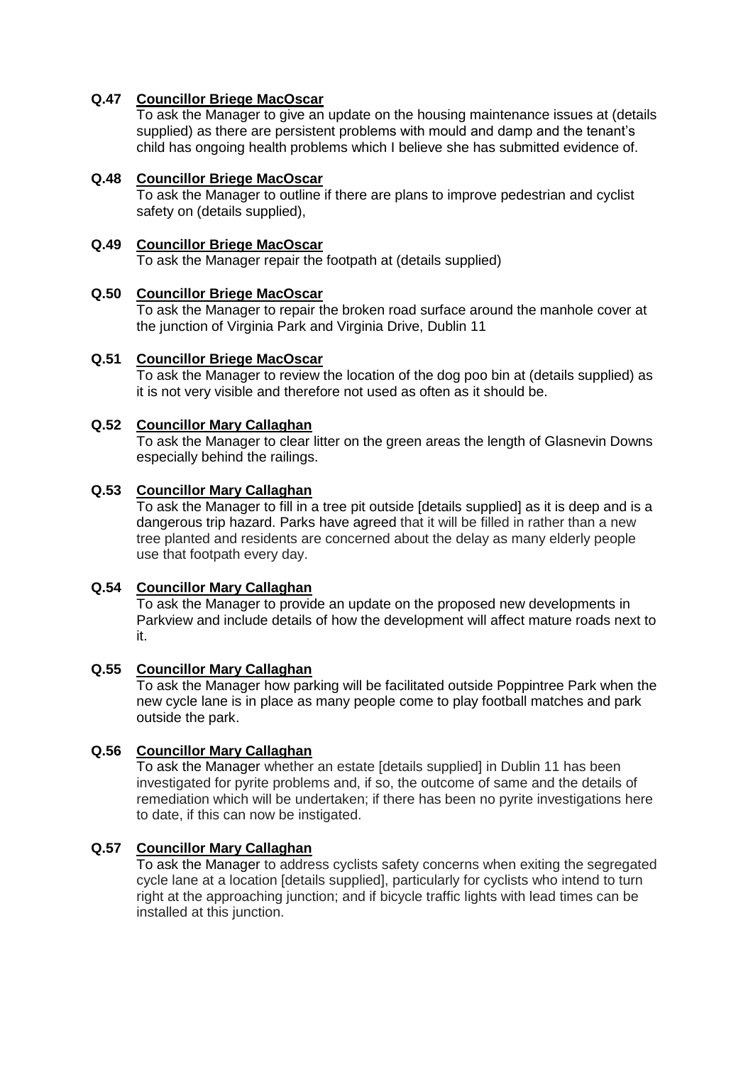**Q.47 Councillor Briege MacOscar**

To ask the Manager to give an update on the housing maintenance issues at (details supplied) as there are persistent problems with mould and damp and the tenant's child has ongoing health problems which I believe she has submitted evidence of.

**Q.48 Councillor Briege MacOscar**

To ask the Manager to outline if there are plans to improve pedestrian and cyclist safety on (details supplied),

**Q.49 Councillor Briege MacOscar**

To ask the Manager repair the footpath at (details supplied)

**Q.50 Councillor Briege MacOscar**

To ask the Manager to repair the broken road surface around the manhole cover at the junction of Virginia Park and Virginia Drive, Dublin 11

**Q.51 Councillor Briege MacOscar**

To ask the Manager to review the location of the dog poo bin at (details supplied) as it is not very visible and therefore not used as often as it should be.

**Q.52 Councillor Mary Callaghan**

To ask the Manager to clear litter on the green areas the length of Glasnevin Downs especially behind the railings.

**Q.53 Councillor Mary Callaghan**

To ask the Manager to fill in a tree pit outside [details supplied] as it is deep and is a dangerous trip hazard. Parks have agreed that it will be filled in rather than a new tree planted and residents are concerned about the delay as many elderly people use that footpath every day.

**Q.54 Councillor Mary Callaghan**

To ask the Manager to provide an update on the proposed new developments in Parkview and include details of how the development will affect mature roads next to it.

**Q.55 Councillor Mary Callaghan**

To ask the Manager how parking will be facilitated outside Poppintree Park when the new cycle lane is in place as many people come to play football matches and park outside the park.

**Q.56 Councillor Mary Callaghan**

To ask the Manager whether an estate [details supplied] in Dublin 11 has been investigated for pyrite problems and, if so, the outcome of same and the details of remediation which will be undertaken; if there has been no pyrite investigations here to date, if this can now be instigated.

**Q.57 Councillor Mary Callaghan**

To ask the Manager to address cyclists safety concerns when exiting the segregated cycle lane at a location [details supplied], particularly for cyclists who intend to turn right at the approaching junction; and if bicycle traffic lights with lead times can be installed at this junction.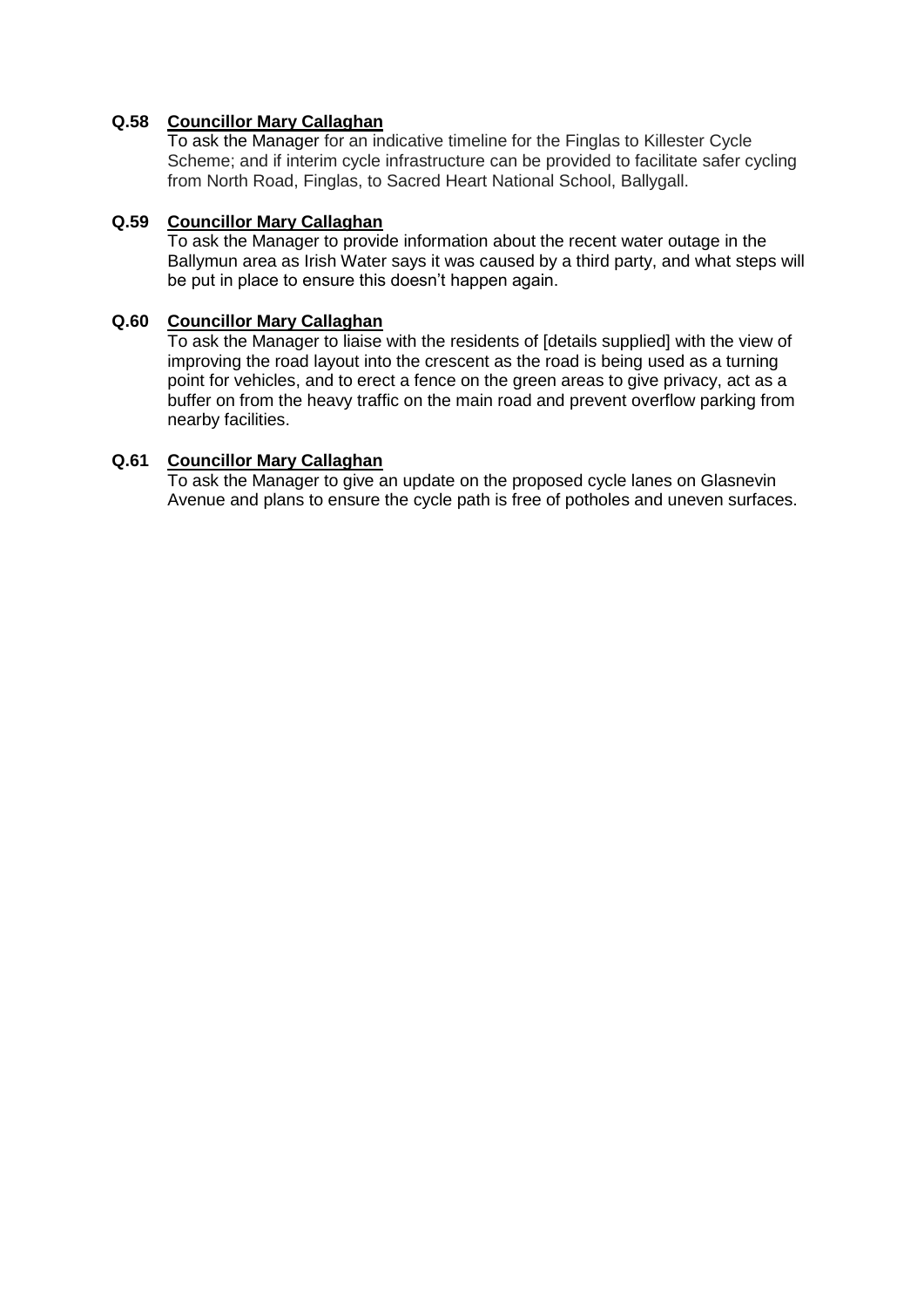**Q.58 Councillor Mary Callaghan**

To ask the Manager for an indicative timeline for the Finglas to Killester Cycle Scheme; and if interim cycle infrastructure can be provided to facilitate safer cycling from North Road, Finglas, to Sacred Heart National School, Ballygall.

**Q.59 Councillor Mary Callaghan**

To ask the Manager to provide information about the recent water outage in the Ballymun area as Irish Water says it was caused by a third party, and what steps will be put in place to ensure this doesn't happen again.

**Q.60 Councillor Mary Callaghan**

To ask the Manager to liaise with the residents of [details supplied] with the view of improving the road layout into the crescent as the road is being used as a turning point for vehicles, and to erect a fence on the green areas to give privacy, act as a buffer on from the heavy traffic on the main road and prevent overflow parking from nearby facilities.

**Q.61 Councillor Mary Callaghan**

To ask the Manager to give an update on the proposed cycle lanes on Glasnevin Avenue and plans to ensure the cycle path is free of potholes and uneven surfaces.